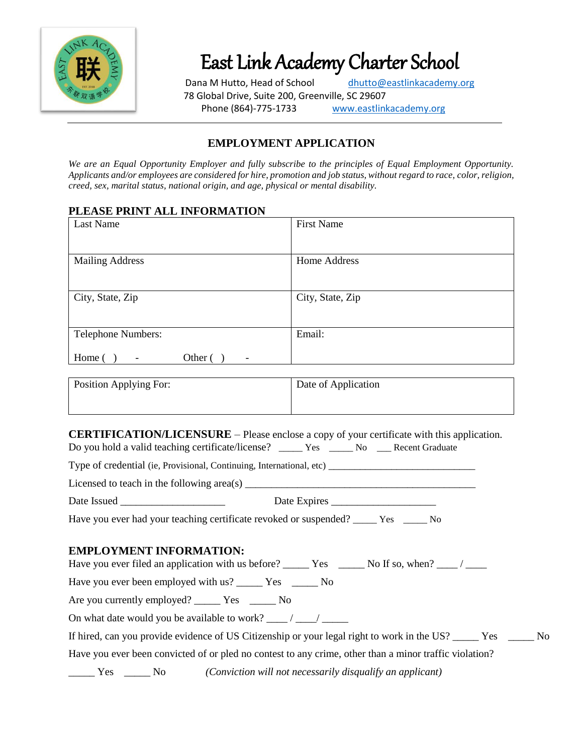# East Link Academy Charter School

Dana M Hutto, Head of School dhutto@eastlinkacademy.org
78 Global Drive, Suite 200, Greenville, SC 29607
Phone (864)-775-1733 www.eastlinkacademy.org

---

## EMPLOYMENT APPLICATION

*We are an Equal Opportunity Employer and fully subscribe to the principles of Equal Employment Opportunity. Applicants and/or employees are considered for hire, promotion and job status, without regard to race, color, religion, creed, sex, marital status, national origin, and age, physical or mental disability.*

### PLEASE PRINT ALL INFORMATION

| Last Name | First Name |
|---|---|
| Mailing Address | Home Address |
| City, State, Zip | City, State, Zip |
| Telephone Numbers:<br><br>Home ( ) - Other ( ) - | Email: |

| Position Applying For: | Date of Application |
|---|---|

**CERTIFICATION/LICENSURE** – Please enclose a copy of your certificate with this application.

Do you hold a valid teaching certificate/license? _____ Yes _____ No ___ Recent Graduate

Type of credential (ie, Provisional, Continuing, International, etc) ______________________________

Licensed to teach in the following area(s) ______________________________________________

Date Issued ____________________ Date Expires ____________________

Have you ever had your teaching certificate revoked or suspended? _____ Yes _____ No

### EMPLOYMENT INFORMATION:

Have you ever filed an application with us before? _____ Yes _____ No If so, when? ____ / ____

Have you ever been employed with us? _____ Yes _____ No

Are you currently employed? _____ Yes _____ No

On what date would you be available to work? ____ / ____/ _____

If hired, can you provide evidence of US Citizenship or your legal right to work in the US? _____ Yes _____ No

Have you ever been convicted of or pled no contest to any crime, other than a minor traffic violation?

_____ Yes _____ No *(Conviction will not necessarily disqualify an applicant)*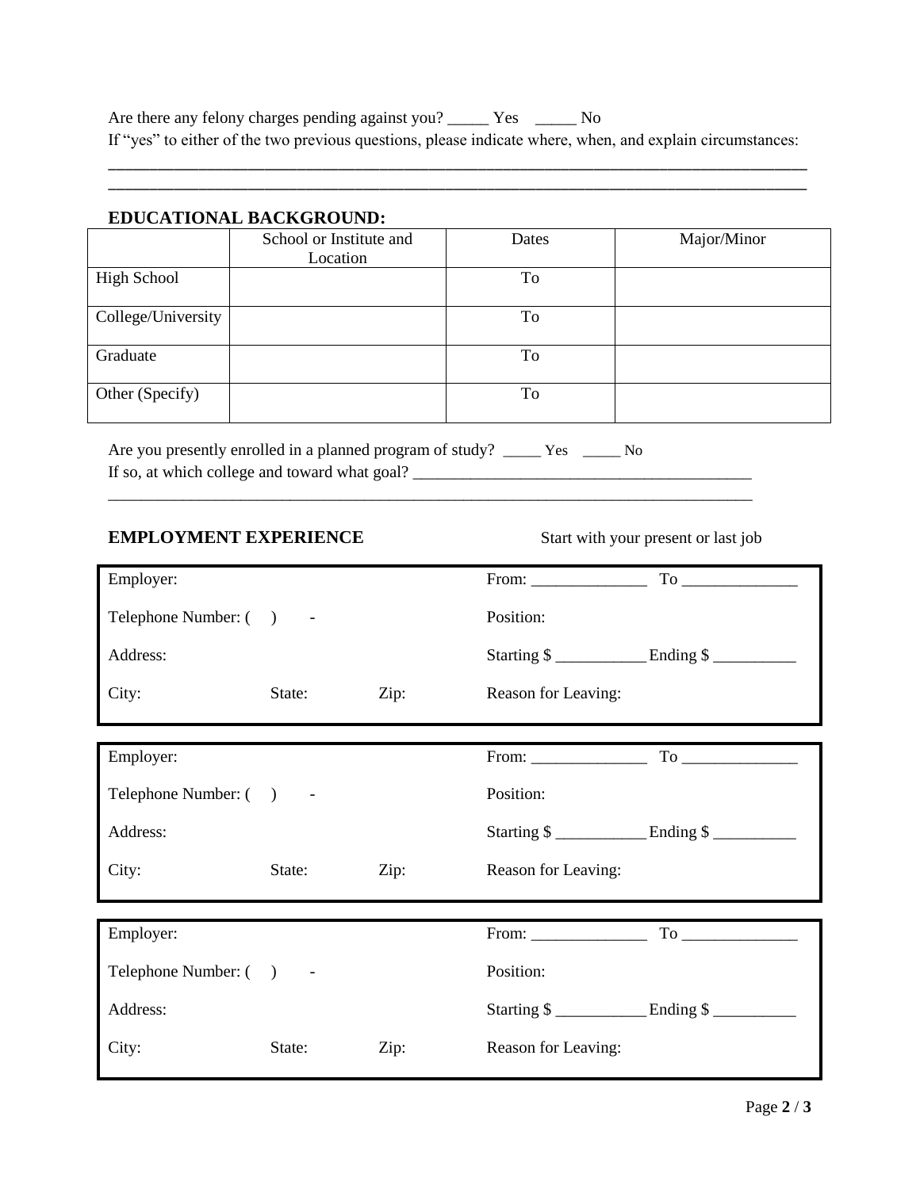Are there any felony charges pending against you? _____ Yes _____ No

If "yes" to either of the two previous questions, please indicate where, when, and explain circumstances:

______________________________________________________________________________________

______________________________________________________________________________________

**EDUCATIONAL BACKGROUND:**

| | School or Institute and Location | Dates | Major/Minor |
|---|---|---|---|
| High School | | To | |
| College/University | | To | |
| Graduate | | To | |
| Other (Specify) | | To | |

Are you presently enrolled in a planned program of study? _____ Yes _____ No

If so, at which college and toward what goal? ___________________________________________

______________________________________________________________________________________

**EMPLOYMENT EXPERIENCE** Start with your present or last job

| | | | |
|---|---|---|---|
| Employer: | | | From: ______________ To ______________ |
| Telephone Number: ( ) - | | | Position: |
| Address: | | | Starting $ ___________ Ending $ __________ |
| City: | State: | Zip: | Reason for Leaving: |

| | | | |
|---|---|---|---|
| Employer: | | | From: ______________ To ______________ |
| Telephone Number: ( ) - | | | Position: |
| Address: | | | Starting $ ___________ Ending $ __________ |
| City: | State: | Zip: | Reason for Leaving: |

| | | | |
|---|---|---|---|
| Employer: | | | From: ______________ To ______________ |
| Telephone Number: ( ) - | | | Position: |
| Address: | | | Starting $ ___________ Ending $ __________ |
| City: | State: | Zip: | Reason for Leaving: |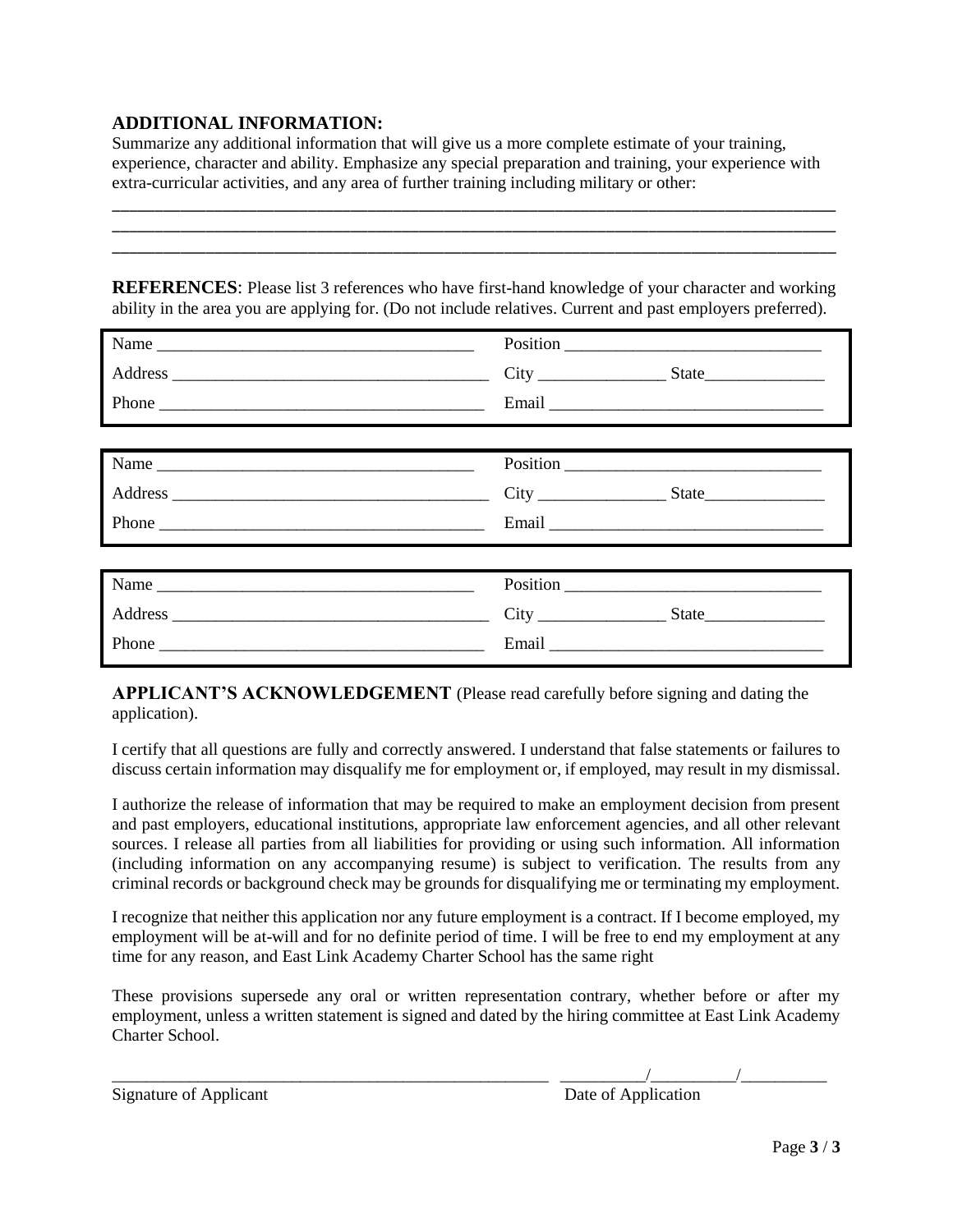## ADDITIONAL INFORMATION:

Summarize any additional information that will give us a more complete estimate of your training, experience, character and ability. Emphasize any special preparation and training, your experience with extra-curricular activities, and any area of further training including military or other:

\_\_\_\_\_\_\_\_\_\_\_\_\_\_\_\_\_\_\_\_\_\_\_\_\_\_\_\_\_\_\_\_\_\_\_\_\_\_\_\_\_\_\_\_\_\_\_\_\_\_\_\_\_\_\_\_\_\_\_\_\_\_\_\_\_\_\_\_\_\_\_\_\_\_\_\_\_\_
\_\_\_\_\_\_\_\_\_\_\_\_\_\_\_\_\_\_\_\_\_\_\_\_\_\_\_\_\_\_\_\_\_\_\_\_\_\_\_\_\_\_\_\_\_\_\_\_\_\_\_\_\_\_\_\_\_\_\_\_\_\_\_\_\_\_\_\_\_\_\_\_\_\_\_\_\_\_
\_\_\_\_\_\_\_\_\_\_\_\_\_\_\_\_\_\_\_\_\_\_\_\_\_\_\_\_\_\_\_\_\_\_\_\_\_\_\_\_\_\_\_\_\_\_\_\_\_\_\_\_\_\_\_\_\_\_\_\_\_\_\_\_\_\_\_\_\_\_\_\_\_\_\_\_\_\_

**REFERENCES**: Please list 3 references who have first-hand knowledge of your character and working ability in the area you are applying for. (Do not include relatives. Current and past employers preferred).

| | |
|---|---|
| Name \_\_\_\_\_\_\_\_\_\_\_\_\_\_\_\_\_\_\_\_\_\_\_\_\_\_\_\_\_\_ | Position \_\_\_\_\_\_\_\_\_\_\_\_\_\_\_\_\_\_\_\_\_\_\_\_ |
| Address \_\_\_\_\_\_\_\_\_\_\_\_\_\_\_\_\_\_\_\_\_\_\_\_\_\_\_\_\_ | City \_\_\_\_\_\_\_\_\_\_\_\_ State\_\_\_\_\_\_\_\_\_\_\_\_ |
| Phone \_\_\_\_\_\_\_\_\_\_\_\_\_\_\_\_\_\_\_\_\_\_\_\_\_\_\_\_\_\_ | Email \_\_\_\_\_\_\_\_\_\_\_\_\_\_\_\_\_\_\_\_\_\_\_\_\_\_ |

| | |
|---|---|
| Name \_\_\_\_\_\_\_\_\_\_\_\_\_\_\_\_\_\_\_\_\_\_\_\_\_\_\_\_\_\_ | Position \_\_\_\_\_\_\_\_\_\_\_\_\_\_\_\_\_\_\_\_\_\_\_\_ |
| Address \_\_\_\_\_\_\_\_\_\_\_\_\_\_\_\_\_\_\_\_\_\_\_\_\_\_\_\_\_ | City \_\_\_\_\_\_\_\_\_\_\_\_ State\_\_\_\_\_\_\_\_\_\_\_\_ |
| Phone \_\_\_\_\_\_\_\_\_\_\_\_\_\_\_\_\_\_\_\_\_\_\_\_\_\_\_\_\_\_ | Email \_\_\_\_\_\_\_\_\_\_\_\_\_\_\_\_\_\_\_\_\_\_\_\_\_\_ |

| | |
|---|---|
| Name \_\_\_\_\_\_\_\_\_\_\_\_\_\_\_\_\_\_\_\_\_\_\_\_\_\_\_\_\_\_ | Position \_\_\_\_\_\_\_\_\_\_\_\_\_\_\_\_\_\_\_\_\_\_\_\_ |
| Address \_\_\_\_\_\_\_\_\_\_\_\_\_\_\_\_\_\_\_\_\_\_\_\_\_\_\_\_\_ | City \_\_\_\_\_\_\_\_\_\_\_\_ State\_\_\_\_\_\_\_\_\_\_\_\_ |
| Phone \_\_\_\_\_\_\_\_\_\_\_\_\_\_\_\_\_\_\_\_\_\_\_\_\_\_\_\_\_\_ | Email \_\_\_\_\_\_\_\_\_\_\_\_\_\_\_\_\_\_\_\_\_\_\_\_\_\_ |

**APPLICANT'S ACKNOWLEDGEMENT** (Please read carefully before signing and dating the application).

I certify that all questions are fully and correctly answered. I understand that false statements or failures to discuss certain information may disqualify me for employment or, if employed, may result in my dismissal.

I authorize the release of information that may be required to make an employment decision from present and past employers, educational institutions, appropriate law enforcement agencies, and all other relevant sources. I release all parties from all liabilities for providing or using such information. All information (including information on any accompanying resume) is subject to verification. The results from any criminal records or background check may be grounds for disqualifying me or terminating my employment.

I recognize that neither this application nor any future employment is a contract. If I become employed, my employment will be at-will and for no definite period of time. I will be free to end my employment at any time for any reason, and East Link Academy Charter School has the same right

These provisions supersede any oral or written representation contrary, whether before or after my employment, unless a written statement is signed and dated by the hiring committee at East Link Academy Charter School.

\_\_\_\_\_\_\_\_\_\_\_\_\_\_\_\_\_\_\_\_\_\_\_\_\_\_\_\_\_\_\_\_\_\_\_\_\_\_\_\_\_\_\_\_ \_\_\_\_\_\_\_\_\_/\_\_\_\_\_\_\_\_\_/\_\_\_\_\_\_\_\_\_

Signature of Applicant | Date of Application